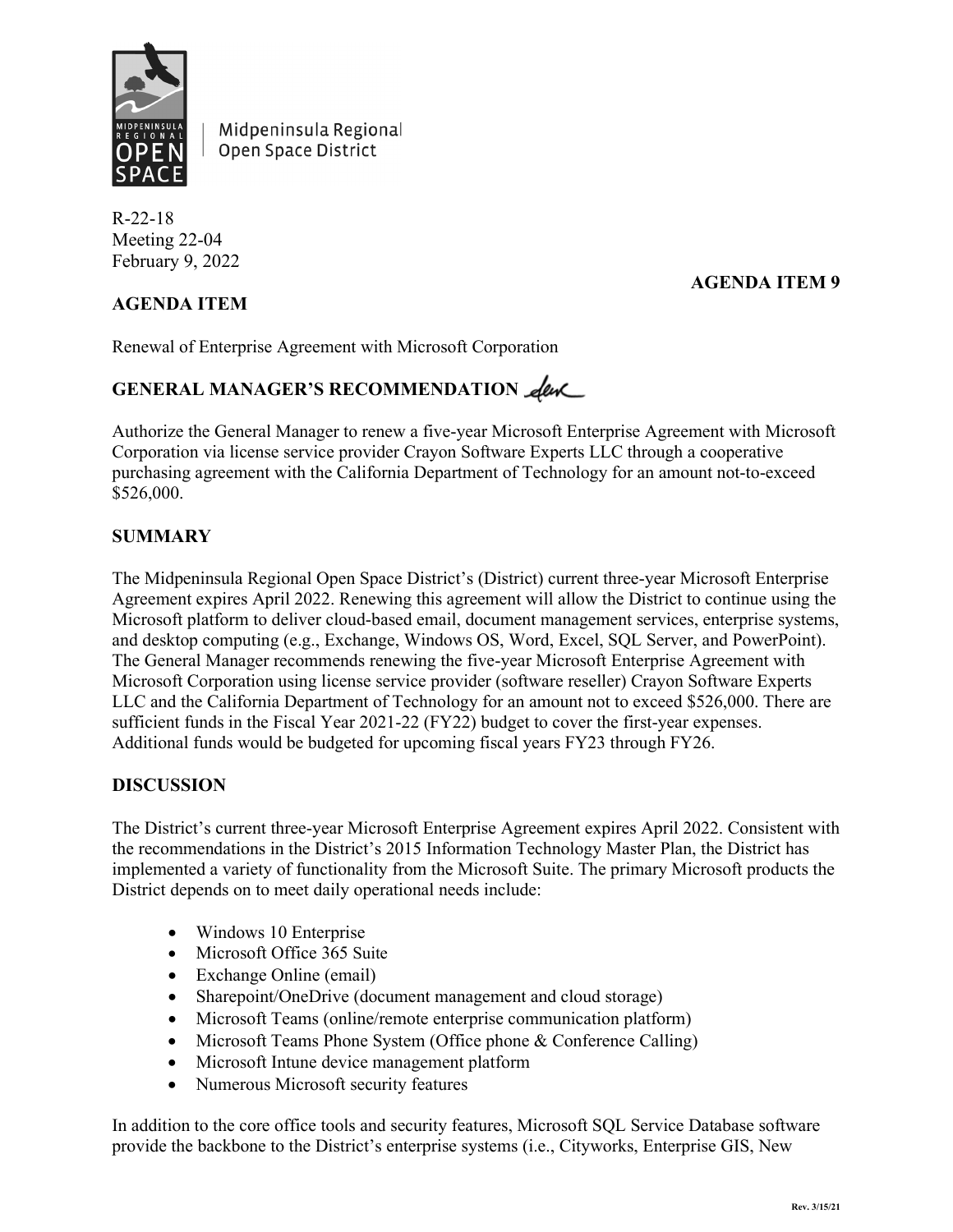Midpeninsula Regional Open Space District

R-22-18
Meeting 22-04
February 9, 2022

**AGENDA ITEM 9**

## AGENDA ITEM

Renewal of Enterprise Agreement with Microsoft Corporation

## GENERAL MANAGER'S RECOMMENDATION

Authorize the General Manager to renew a five-year Microsoft Enterprise Agreement with Microsoft Corporation via license service provider Crayon Software Experts LLC through a cooperative purchasing agreement with the California Department of Technology for an amount not-to-exceed $526,000.

## SUMMARY

The Midpeninsula Regional Open Space District's (District) current three-year Microsoft Enterprise Agreement expires April 2022. Renewing this agreement will allow the District to continue using the Microsoft platform to deliver cloud-based email, document management services, enterprise systems, and desktop computing (e.g., Exchange, Windows OS, Word, Excel, SQL Server, and PowerPoint). The General Manager recommends renewing the five-year Microsoft Enterprise Agreement with Microsoft Corporation using license service provider (software reseller) Crayon Software Experts LLC and the California Department of Technology for an amount not to exceed $526,000. There are sufficient funds in the Fiscal Year 2021-22 (FY22) budget to cover the first-year expenses. Additional funds would be budgeted for upcoming fiscal years FY23 through FY26.

## DISCUSSION

The District's current three-year Microsoft Enterprise Agreement expires April 2022. Consistent with the recommendations in the District's 2015 Information Technology Master Plan, the District has implemented a variety of functionality from the Microsoft Suite. The primary Microsoft products the District depends on to meet daily operational needs include:

- Windows 10 Enterprise
- Microsoft Office 365 Suite
- Exchange Online (email)
- Sharepoint/OneDrive (document management and cloud storage)
- Microsoft Teams (online/remote enterprise communication platform)
- Microsoft Teams Phone System (Office phone & Conference Calling)
- Microsoft Intune device management platform
- Numerous Microsoft security features

In addition to the core office tools and security features, Microsoft SQL Service Database software provide the backbone to the District's enterprise systems (i.e., Cityworks, Enterprise GIS, New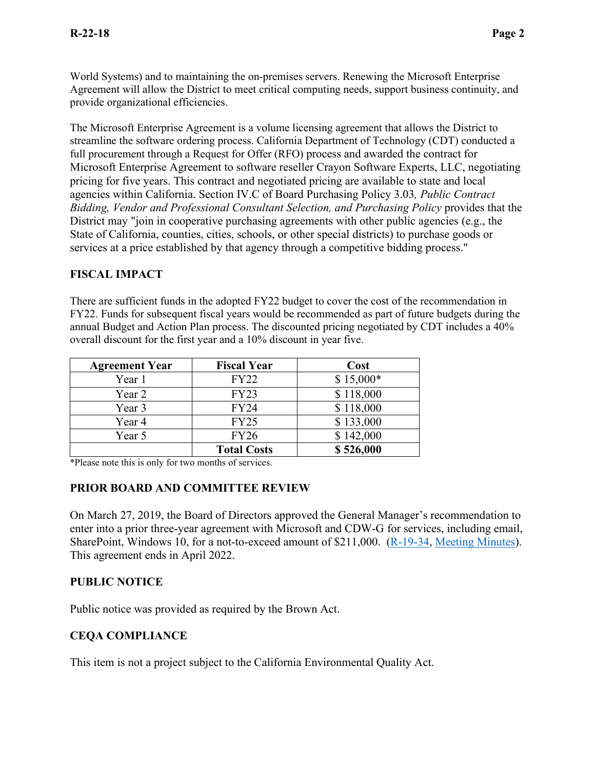World Systems) and to maintaining the on-premises servers. Renewing the Microsoft Enterprise Agreement will allow the District to meet critical computing needs, support business continuity, and provide organizational efficiencies.

The Microsoft Enterprise Agreement is a volume licensing agreement that allows the District to streamline the software ordering process. California Department of Technology (CDT) conducted a full procurement through a Request for Offer (RFO) process and awarded the contract for Microsoft Enterprise Agreement to software reseller Crayon Software Experts, LLC, negotiating pricing for five years. This contract and negotiated pricing are available to state and local agencies within California. Section IV.C of Board Purchasing Policy 3.03*, Public Contract Bidding, Vendor and Professional Consultant Selection, and Purchasing Policy* provides that the District may "join in cooperative purchasing agreements with other public agencies (e.g., the State of California, counties, cities, schools, or other special districts) to purchase goods or services at a price established by that agency through a competitive bidding process."

## FISCAL IMPACT

There are sufficient funds in the adopted FY22 budget to cover the cost of the recommendation in FY22. Funds for subsequent fiscal years would be recommended as part of future budgets during the annual Budget and Action Plan process. The discounted pricing negotiated by CDT includes a 40% overall discount for the first year and a 10% discount in year five.

| Agreement Year | Fiscal Year | Cost |
|---|---|---|
| Year 1 | FY22 | $ 15,000* |
| Year 2 | FY23 | $ 118,000 |
| Year 3 | FY24 | $ 118,000 |
| Year 4 | FY25 | $ 133,000 |
| Year 5 | FY26 | $ 142,000 |
| | **Total Costs** | **$ 526,000** |

*Please note this is only for two months of services.

## PRIOR BOARD AND COMMITTEE REVIEW

On March 27, 2019, the Board of Directors approved the General Manager's recommendation to enter into a prior three-year agreement with Microsoft and CDW-G for services, including email, SharePoint, Windows 10, for a not-to-exceed amount of $211,000. (R-19-34, Meeting Minutes). This agreement ends in April 2022.

## PUBLIC NOTICE

Public notice was provided as required by the Brown Act.

## CEQA COMPLIANCE

This item is not a project subject to the California Environmental Quality Act.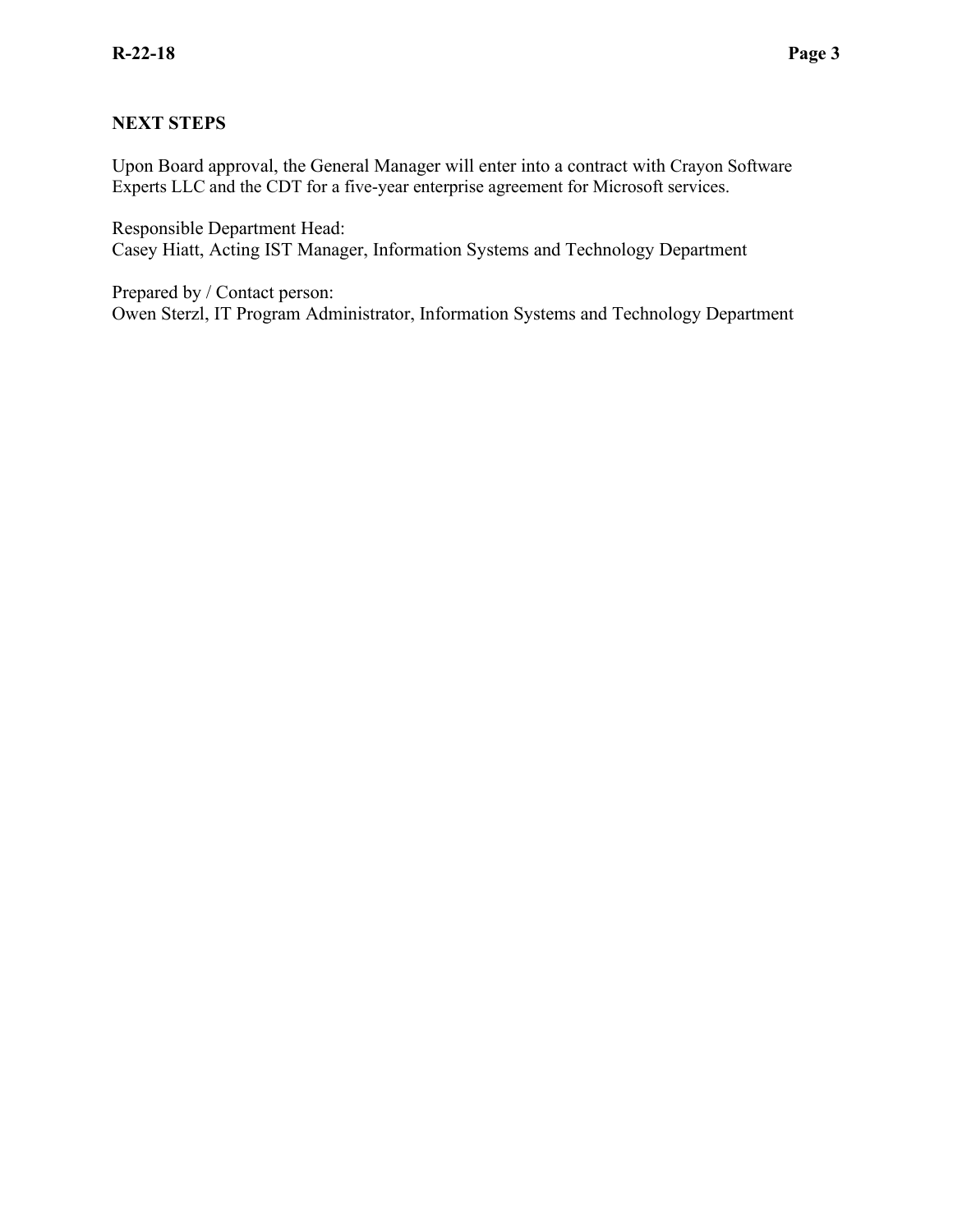## NEXT STEPS

Upon Board approval, the General Manager will enter into a contract with Crayon Software Experts LLC and the CDT for a five-year enterprise agreement for Microsoft services.

Responsible Department Head:
Casey Hiatt, Acting IST Manager, Information Systems and Technology Department

Prepared by / Contact person:
Owen Sterzl, IT Program Administrator, Information Systems and Technology Department